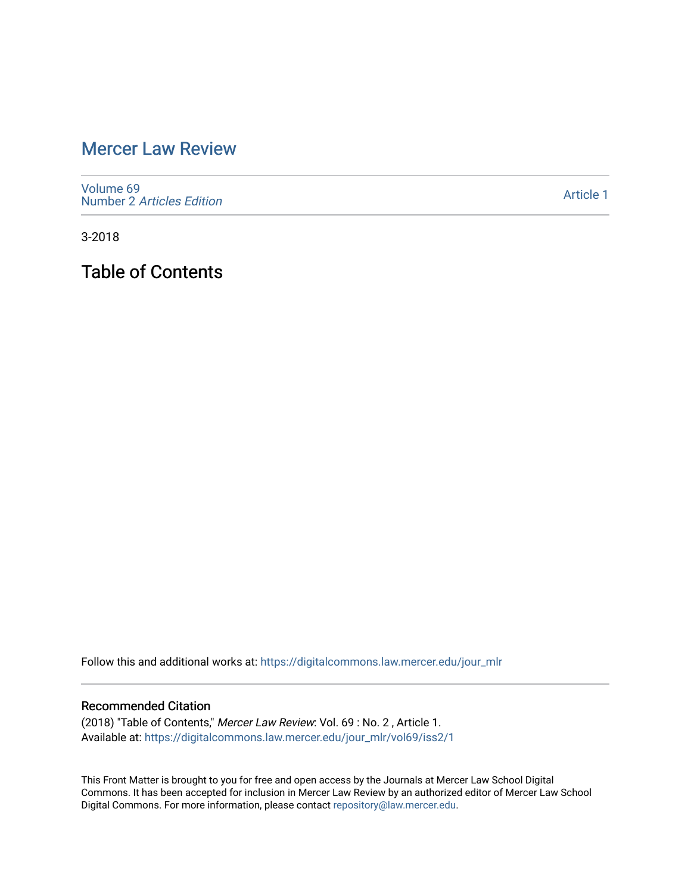# Mercer Law Review

Volume 69
Number 2 *Articles Edition*

Article 1

3-2018

## Table of Contents

Follow this and additional works at: https://digitalcommons.law.mercer.edu/jour_mlr

### Recommended Citation

(2018) "Table of Contents," *Mercer Law Review*: Vol. 69 : No. 2 , Article 1.
Available at: https://digitalcommons.law.mercer.edu/jour_mlr/vol69/iss2/1

This Front Matter is brought to you for free and open access by the Journals at Mercer Law School Digital Commons. It has been accepted for inclusion in Mercer Law Review by an authorized editor of Mercer Law School Digital Commons. For more information, please contact repository@law.mercer.edu.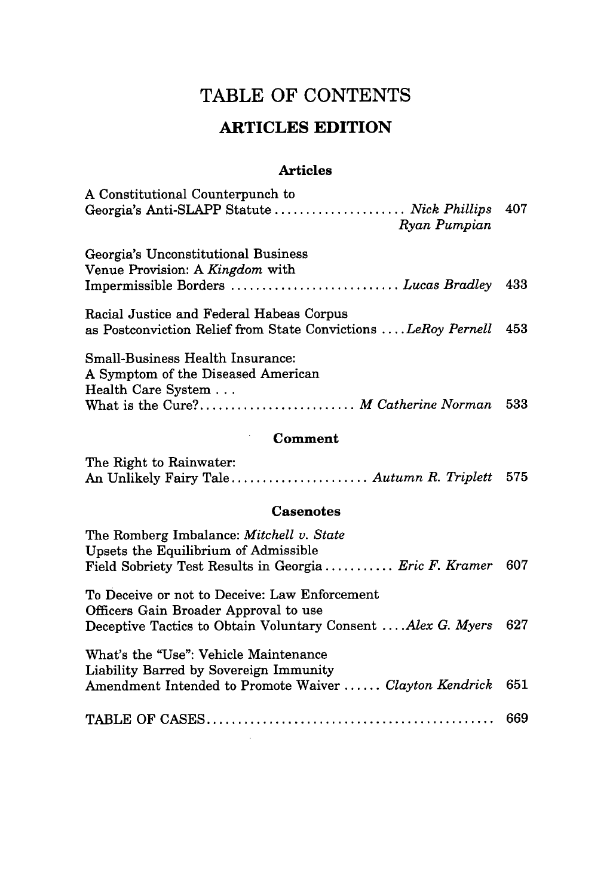# TABLE OF CONTENTS

## ARTICLES EDITION

### Articles

A Constitutional Counterpunch to Georgia's Anti-SLAPP Statute ..................... *Nick Phillips* *Ryan Pumpian* 407

Georgia's Unconstitutional Business Venue Provision: A *Kingdom* with Impermissible Borders .......................... *Lucas Bradley* 433

Racial Justice and Federal Habeas Corpus as Postconviction Relief from State Convictions .... *LeRoy Pernell* 453

Small-Business Health Insurance: A Symptom of the Diseased American Health Care System . . . What is the Cure?......................... *M Catherine Norman* 533

### Comment

The Right to Rainwater: An Unlikely Fairy Tale...................... *Autumn R. Triplett* 575

### Casenotes

The Romberg Imbalance: *Mitchell v. State* Upsets the Equilibrium of Admissible Field Sobriety Test Results in Georgia ........... *Eric F. Kramer* 607

To Deceive or not to Deceive: Law Enforcement Officers Gain Broader Approval to use Deceptive Tactics to Obtain Voluntary Consent .... *Alex G. Myers* 627

What's the "Use": Vehicle Maintenance Liability Barred by Sovereign Immunity Amendment Intended to Promote Waiver ...... *Clayton Kendrick* 651

TABLE OF CASES.............................................. 669